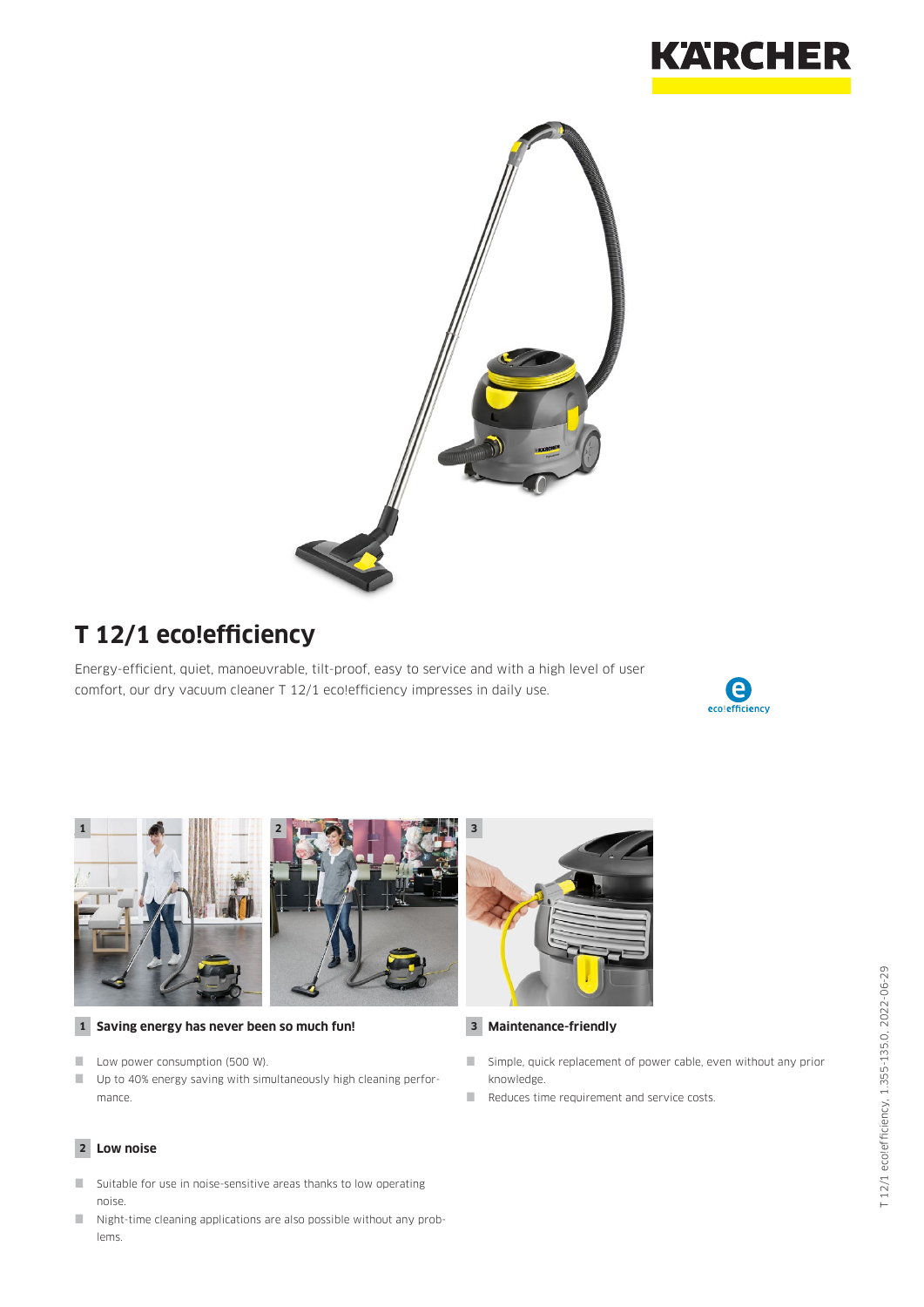# T 12/1 eco!efficiency

Energy-efficient, quiet, manoeuvrable, tilt-proof, easy to service and with a high level of user comfort, our dry vacuum cleaner T 12/1 eco!efficiency impresses in daily use.

### 1 Saving energy has never been so much fun!

- Low power consumption (500 W).
- Up to 40% energy saving with simultaneously high cleaning performance.

### 2 Low noise

- Suitable for use in noise-sensitive areas thanks to low operating noise.
- Night-time cleaning applications are also possible without any problems.

### 3 Maintenance-friendly

- Simple, quick replacement of power cable, even without any prior knowledge.
- Reduces time requirement and service costs.

T 12/1 eco!efficiency, 1.355-135.0, 2022-06-29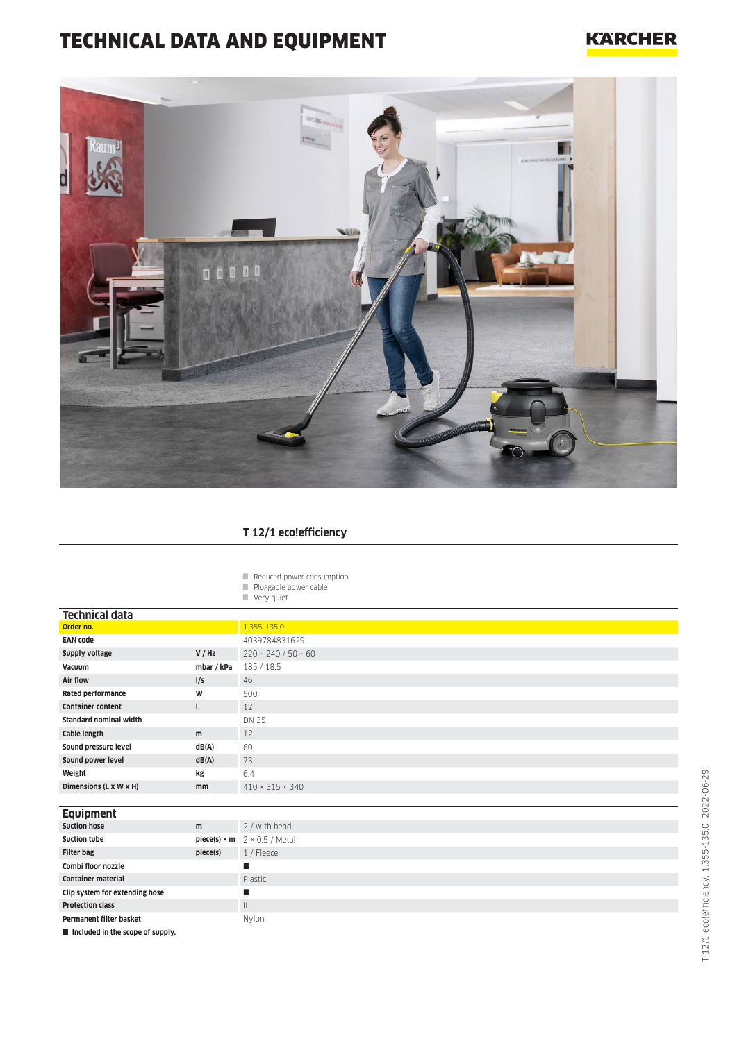# TECHNICAL DATA AND EQUIPMENT

## T 12/1 eco!efficiency

- Reduced power consumption
- Pluggable power cable
- Very quiet

### Technical data

| | | |
|---|---|---|
| **Order no.** | | 1.355-135.0 |
| **EAN code** | | 4039784831629 |
| **Supply voltage** | **V / Hz** | 220 – 240 / 50 – 60 |
| **Vacuum** | **mbar / kPa** | 185 / 18.5 |
| **Air flow** | **l/s** | 46 |
| **Rated performance** | **W** | 500 |
| **Container content** | **l** | 12 |
| **Standard nominal width** | | DN 35 |
| **Cable length** | **m** | 12 |
| **Sound pressure level** | **dB(A)** | 60 |
| **Sound power level** | **dB(A)** | 73 |
| **Weight** | **kg** | 6.4 |
| **Dimensions (L x W x H)** | **mm** | 410 × 315 × 340 |

### Equipment

| | | |
|---|---|---|
| **Suction hose** | **m** | 2 / with bend |
| **Suction tube** | **piece(s) × m** | 2 × 0.5 / Metal |
| **Filter bag** | **piece(s)** | 1 / Fleece |
| **Combi floor nozzle** | | ■ |
| **Container material** | | Plastic |
| **Clip system for extending hose** | | ■ |
| **Protection class** | | II |
| **Permanent filter basket** | | Nylon |

■ **Included in the scope of supply.**

T 12/1 ecoefficiency, 1.355-135.0, 2022-06-29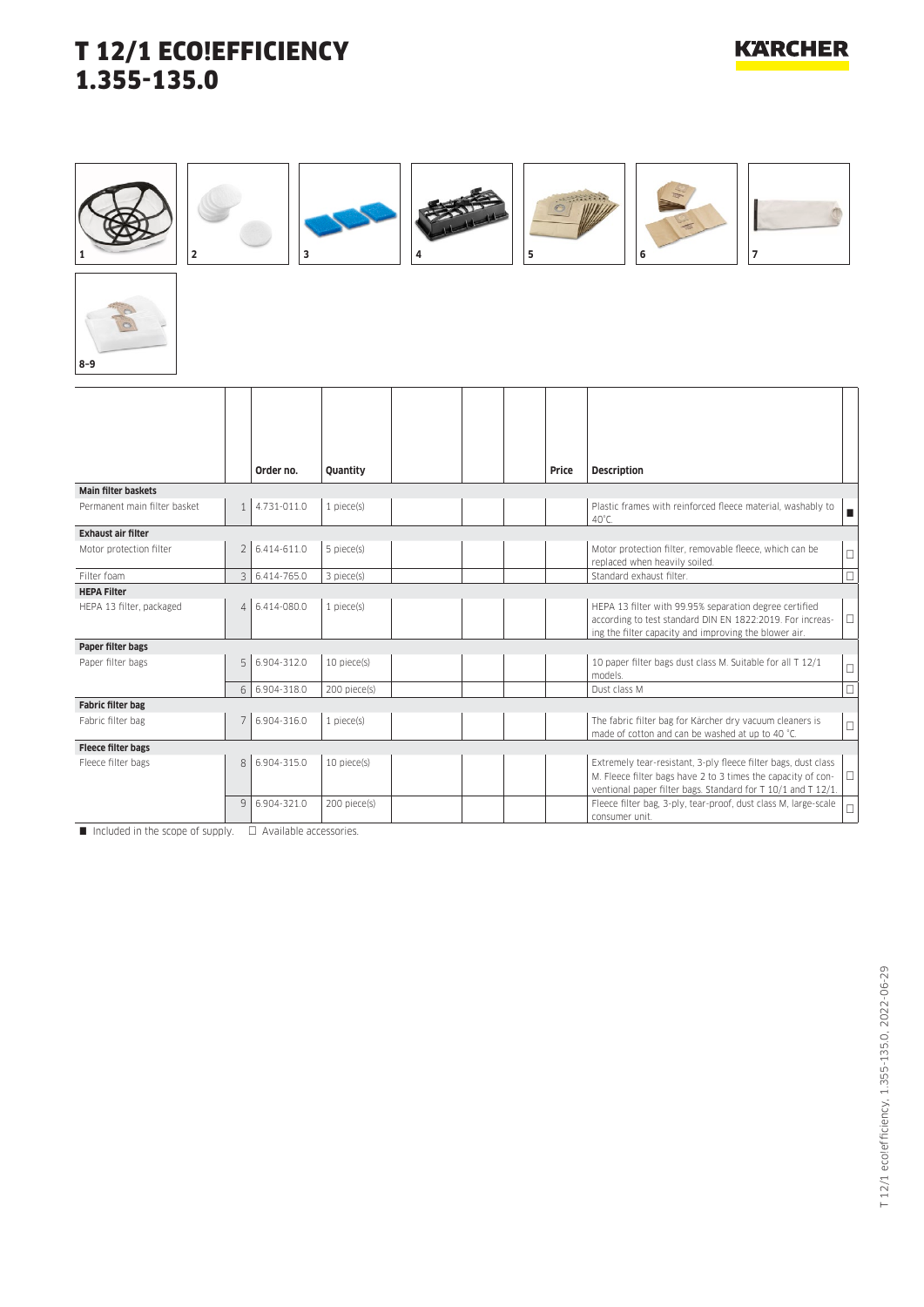# T 12/1 ECO!EFFICIENCY
# 1.355-135.0

| | | Order no. | Quantity | | | | Price | Description | |
|---|---|---|---|---|---|---|---|---|---|
| **Main filter baskets** | | | | | | | | | |
| Permanent main filter basket | 1 | 4.731-011.0 | 1 piece(s) | | | | | Plastic frames with reinforced fleece material, washably to 40°C. | ■ |
| **Exhaust air filter** | | | | | | | | | |
| Motor protection filter | 2 | 6.414-611.0 | 5 piece(s) | | | | | Motor protection filter, removable fleece, which can be replaced when heavily soiled. | □ |
| Filter foam | 3 | 6.414-765.0 | 3 piece(s) | | | | | Standard exhaust filter. | □ |
| **HEPA Filter** | | | | | | | | | |
| HEPA 13 filter, packaged | 4 | 6.414-080.0 | 1 piece(s) | | | | | HEPA 13 filter with 99.95% separation degree certified according to test standard DIN EN 1822:2019. For increasing the filter capacity and improving the blower air. | □ |
| **Paper filter bags** | | | | | | | | | |
| Paper filter bags | 5 | 6.904-312.0 | 10 piece(s) | | | | | 10 paper filter bags dust class M. Suitable for all T 12/1 models. | □ |
| | 6 | 6.904-318.0 | 200 piece(s) | | | | | Dust class M | □ |
| **Fabric filter bag** | | | | | | | | | |
| Fabric filter bag | 7 | 6.904-316.0 | 1 piece(s) | | | | | The fabric filter bag for Kärcher dry vacuum cleaners is made of cotton and can be washed at up to 40 °C. | □ |
| **Fleece filter bags** | | | | | | | | | |
| Fleece filter bags | 8 | 6.904-315.0 | 10 piece(s) | | | | | Extremely tear-resistant, 3-ply fleece filter bags, dust class M. Fleece filter bags have 2 to 3 times the capacity of conventional paper filter bags. Standard for T 10/1 and T 12/1. | □ |
| | 9 | 6.904-321.0 | 200 piece(s) | | | | | Fleece filter bag, 3-ply, tear-proof, dust class M, large-scale consumer unit. | □ |

■ Included in the scope of supply. □ Available accessories.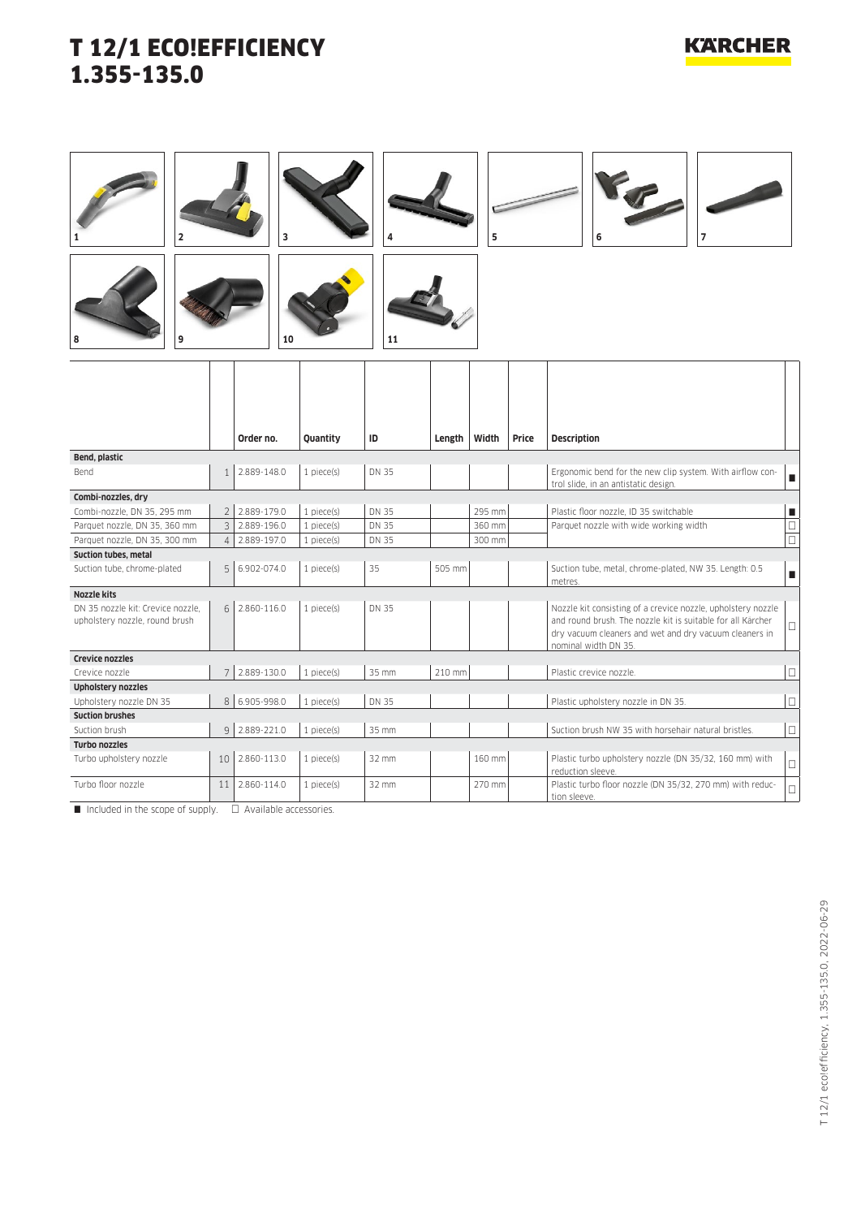# T 12/1 ECO!EFFICIENCY
# 1.355-135.0

| | | Order no. | Quantity | ID | Length | Width | Price | Description | |
|---|---|---|---|---|---|---|---|---|---|
| **Bend, plastic** | | | | | | | | | |
| Bend | 1 | 2.889-148.0 | 1 piece(s) | DN 35 | | | | Ergonomic bend for the new clip system. With airflow control slide, in an antistatic design. | ■ |
| **Combi-nozzles, dry** | | | | | | | | | |
| Combi-nozzle, DN 35, 295 mm | 2 | 2.889-179.0 | 1 piece(s) | DN 35 | | 295 mm | | Plastic floor nozzle, ID 35 switchable | ■ |
| Parquet nozzle, DN 35, 360 mm | 3 | 2.889-196.0 | 1 piece(s) | DN 35 | | 360 mm | | Parquet nozzle with wide working width | □ |
| Parquet nozzle, DN 35, 300 mm | 4 | 2.889-197.0 | 1 piece(s) | DN 35 | | 300 mm | | | □ |
| **Suction tubes, metal** | | | | | | | | | |
| Suction tube, chrome-plated | 5 | 6.902-074.0 | 1 piece(s) | 35 | 505 mm | | | Suction tube, metal, chrome-plated, NW 35. Length: 0.5 metres. | ■ |
| **Nozzle kits** | | | | | | | | | |
| DN 35 nozzle kit: Crevice nozzle, upholstery nozzle, round brush | 6 | 2.860-116.0 | 1 piece(s) | DN 35 | | | | Nozzle kit consisting of a crevice nozzle, upholstery nozzle and round brush. The nozzle kit is suitable for all Kärcher dry vacuum cleaners and wet and dry vacuum cleaners in nominal width DN 35. | □ |
| **Crevice nozzles** | | | | | | | | | |
| Crevice nozzle | 7 | 2.889-130.0 | 1 piece(s) | 35 mm | 210 mm | | | Plastic crevice nozzle. | □ |
| **Upholstery nozzles** | | | | | | | | | |
| Upholstery nozzle DN 35 | 8 | 6.905-998.0 | 1 piece(s) | DN 35 | | | | Plastic upholstery nozzle in DN 35. | □ |
| **Suction brushes** | | | | | | | | | |
| Suction brush | 9 | 2.889-221.0 | 1 piece(s) | 35 mm | | | | Suction brush NW 35 with horsehair natural bristles. | □ |
| **Turbo nozzles** | | | | | | | | | |
| Turbo upholstery nozzle | 10 | 2.860-113.0 | 1 piece(s) | 32 mm | | 160 mm | | Plastic turbo upholstery nozzle (DN 35/32, 160 mm) with reduction sleeve. | □ |
| Turbo floor nozzle | 11 | 2.860-114.0 | 1 piece(s) | 32 mm | | 270 mm | | Plastic turbo floor nozzle (DN 35/32, 270 mm) with reduction sleeve. | □ |

■ Included in the scope of supply. □ Available accessories.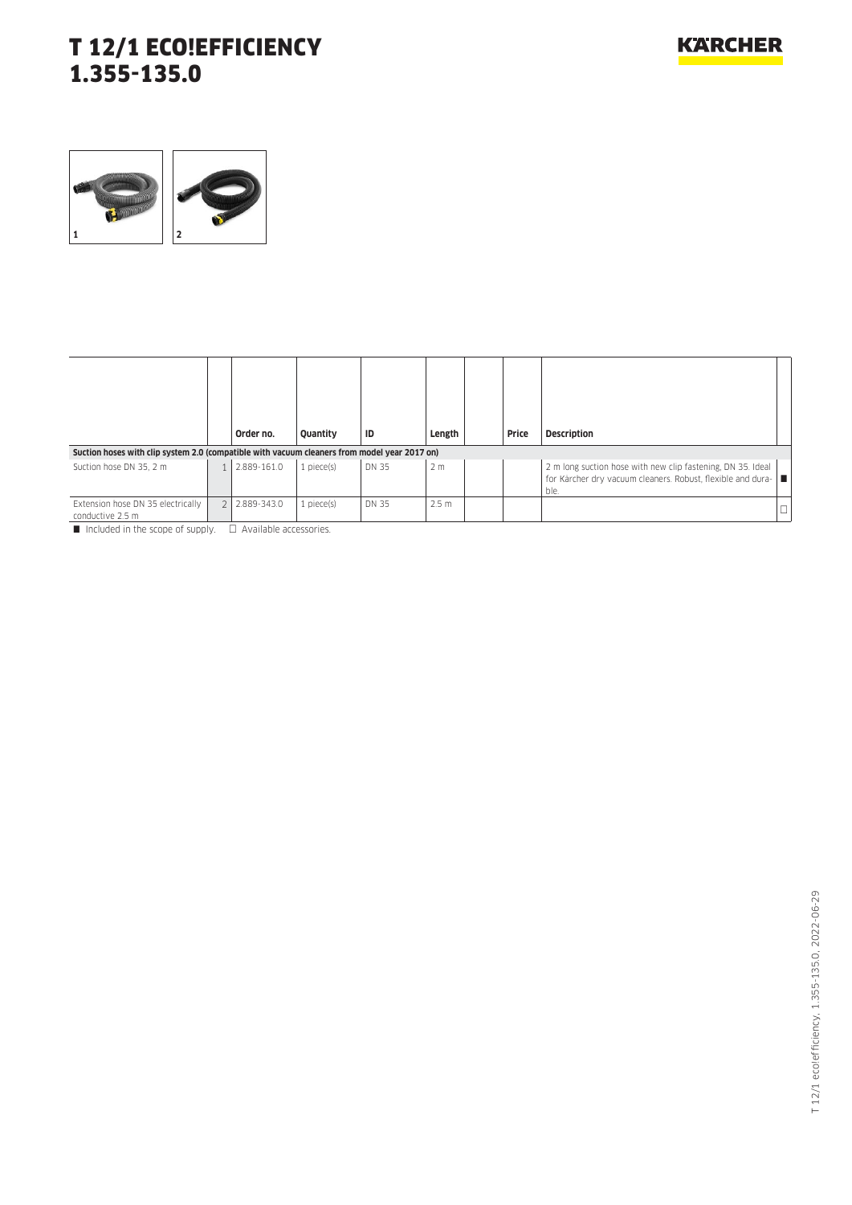# T 12/1 ECO!EFFICIENCY
# 1.355-135.0

| | | Order no. | Quantity | ID | Length | | Price | Description | |
|---|---|---|---|---|---|---|---|---|---|
| **Suction hoses with clip system 2.0 (compatible with vacuum cleaners from model year 2017 on)** | | | | | | | | | |
| Suction hose DN 35, 2 m | 1 | 2.889-161.0 | 1 piece(s) | DN 35 | 2 m | | | 2 m long suction hose with new clip fastening, DN 35. Ideal for Kärcher dry vacuum cleaners. Robust, flexible and durable. | ■ |
| Extension hose DN 35 electrically conductive 2.5 m | 2 | 2.889-343.0 | 1 piece(s) | DN 35 | 2.5 m | | | | □ |

■ Included in the scope of supply. □ Available accessories.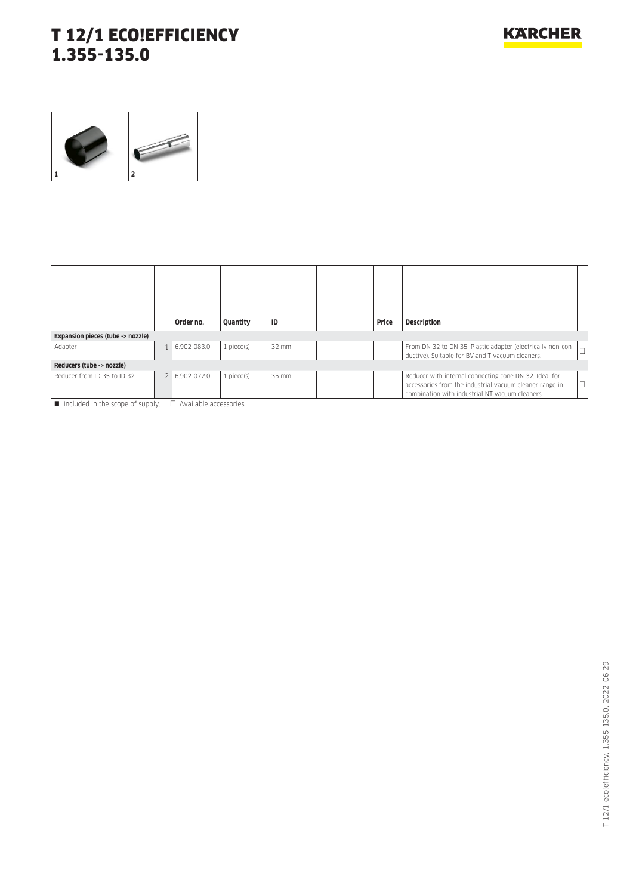# T 12/1 ECO!EFFICIENCY
# 1.355-135.0

1 2

| | | Order no. | Quantity | ID | | | Price | Description | |
|---|---|---|---|---|---|---|---|---|---|
| **Expansion pieces (tube -> nozzle)** | | | | | | | | | |
| Adapter | 1 | 6.902-083.0 | 1 piece(s) | 32 mm | | | | From DN 32 to DN 35: Plastic adapter (electrically non-conductive). Suitable for BV and T vacuum cleaners. | □ |
| **Reducers (tube -> nozzle)** | | | | | | | | | |
| Reducer from ID 35 to ID 32 | 2 | 6.902-072.0 | 1 piece(s) | 35 mm | | | | Reducer with internal connecting cone DN 32. Ideal for accessories from the industrial vacuum cleaner range in combination with industrial NT vacuum cleaners. | □ |

■ Included in the scope of supply. □ Available accessories.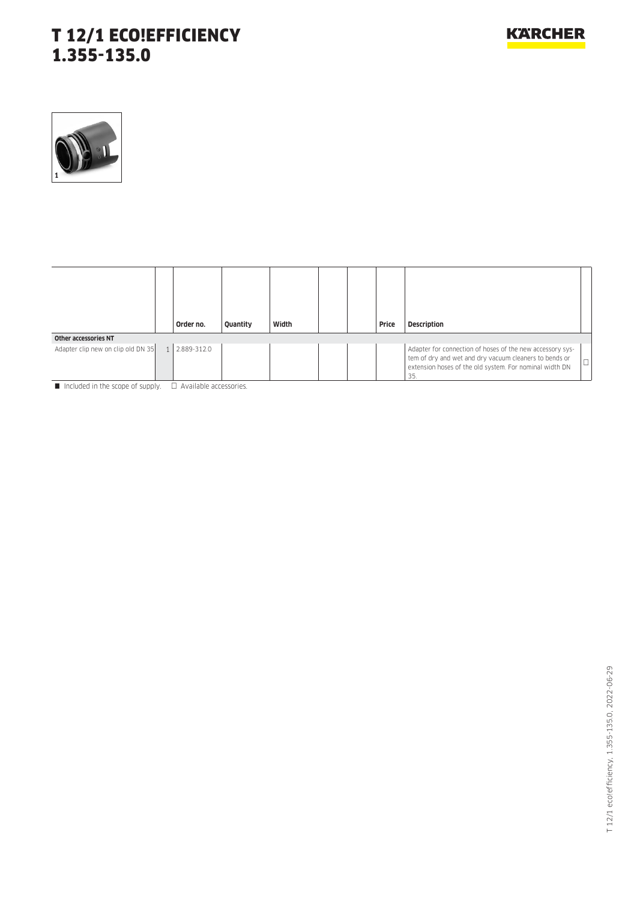# T 12/1 ECO!EFFICIENCY
# 1.355-135.0

| | | Order no. | Quantity | Width | | | Price | Description | |
|---|---|---|---|---|---|---|---|---|---|
| **Other accessories NT** | | | | | | | | | |
| Adapter clip new on clip old DN 35 | 1 | 2.889-312.0 | | | | | | Adapter for connection of hoses of the new accessory system of dry and wet and dry vacuum cleaners to bends or extension hoses of the old system. For nominal width DN 35. | □ |

■ Included in the scope of supply. □ Available accessories.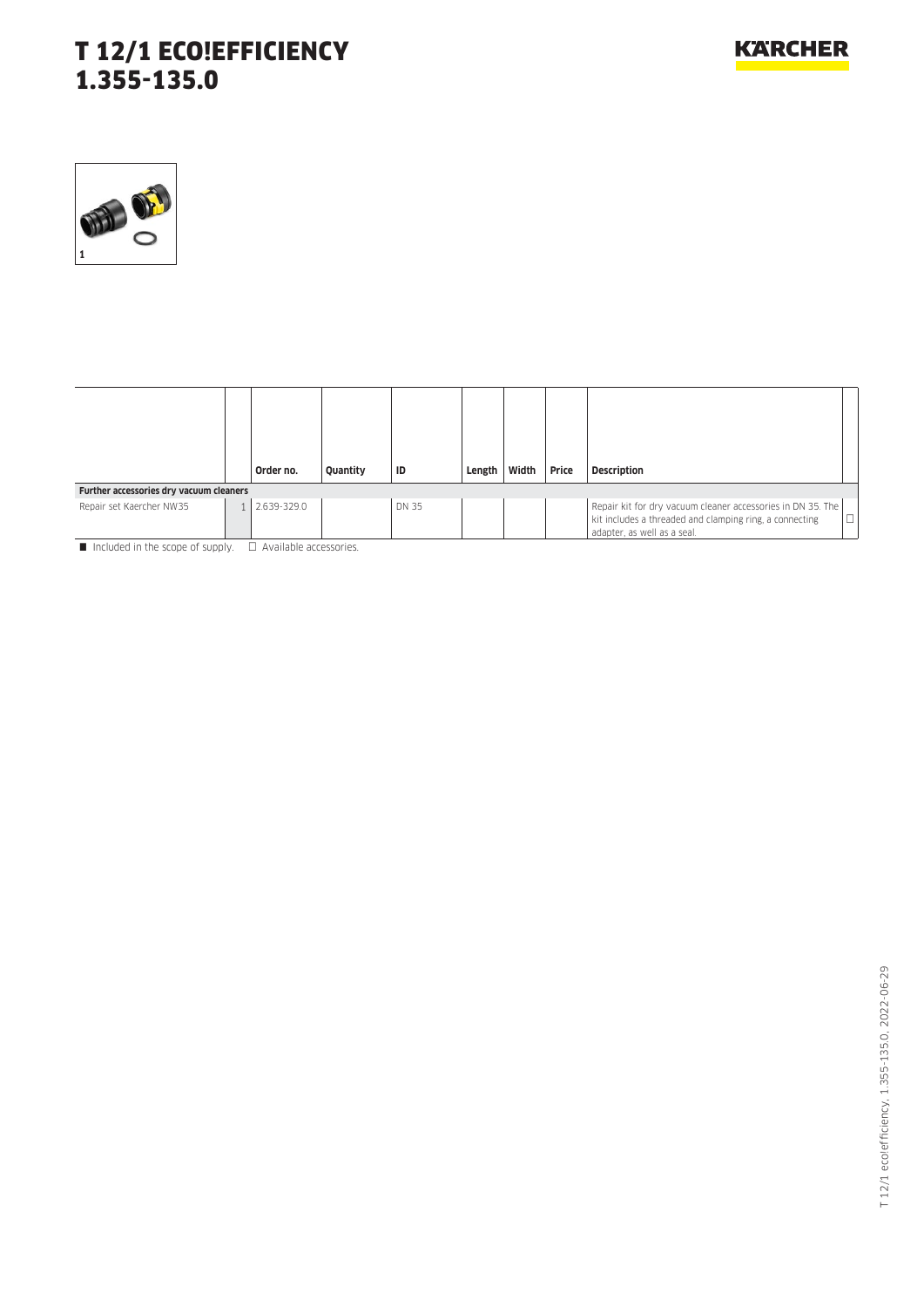# T 12/1 ECO!EFFICIENCY
# 1.355-135.0

1

| | | Order no. | Quantity | ID | Length | Width | Price | Description | |
|---|---|---|---|---|---|---|---|---|---|
| **Further accessories dry vacuum cleaners** | | | | | | | | | |
| Repair set Kaercher NW35 | 1 | 2.639-329.0 | | DN 35 | | | | Repair kit for dry vacuum cleaner accessories in DN 35. The kit includes a threaded and clamping ring, a connecting adapter, as well as a seal. | ☐ |

■ Included in the scope of supply. ☐ Available accessories.